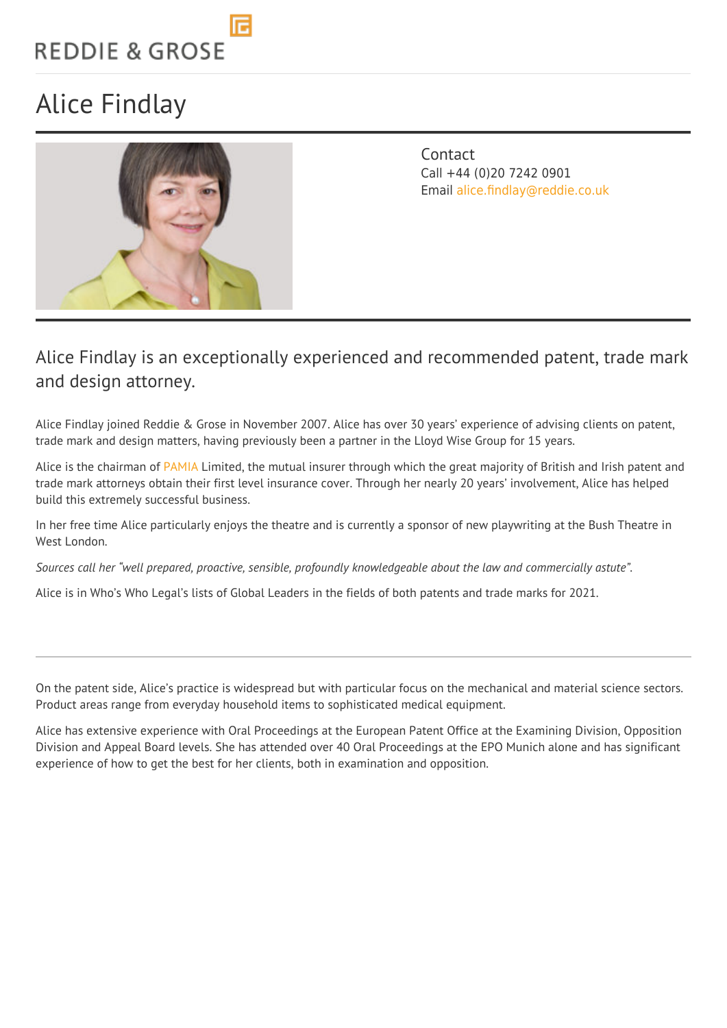REDDIE & GROSE

# Alice Findlay

Contact
Call +44 (0)20 7242 0901
Email alice.findlay@reddie.co.uk

## Alice Findlay is an exceptionally experienced and recommended patent, trade mark and design attorney.

Alice Findlay joined Reddie & Grose in November 2007. Alice has over 30 years' experience of advising clients on patent, trade mark and design matters, having previously been a partner in the Lloyd Wise Group for 15 years.

Alice is the chairman of PAMIA Limited, the mutual insurer through which the great majority of British and Irish patent and trade mark attorneys obtain their first level insurance cover. Through her nearly 20 years' involvement, Alice has helped build this extremely successful business.

In her free time Alice particularly enjoys the theatre and is currently a sponsor of new playwriting at the Bush Theatre in West London.

*Sources call her "well prepared, proactive, sensible, profoundly knowledgeable about the law and commercially astute".*

Alice is in Who's Who Legal's lists of Global Leaders in the fields of both patents and trade marks for 2021.

---

On the patent side, Alice's practice is widespread but with particular focus on the mechanical and material science sectors. Product areas range from everyday household items to sophisticated medical equipment.

Alice has extensive experience with Oral Proceedings at the European Patent Office at the Examining Division, Opposition Division and Appeal Board levels. She has attended over 40 Oral Proceedings at the EPO Munich alone and has significant experience of how to get the best for her clients, both in examination and opposition.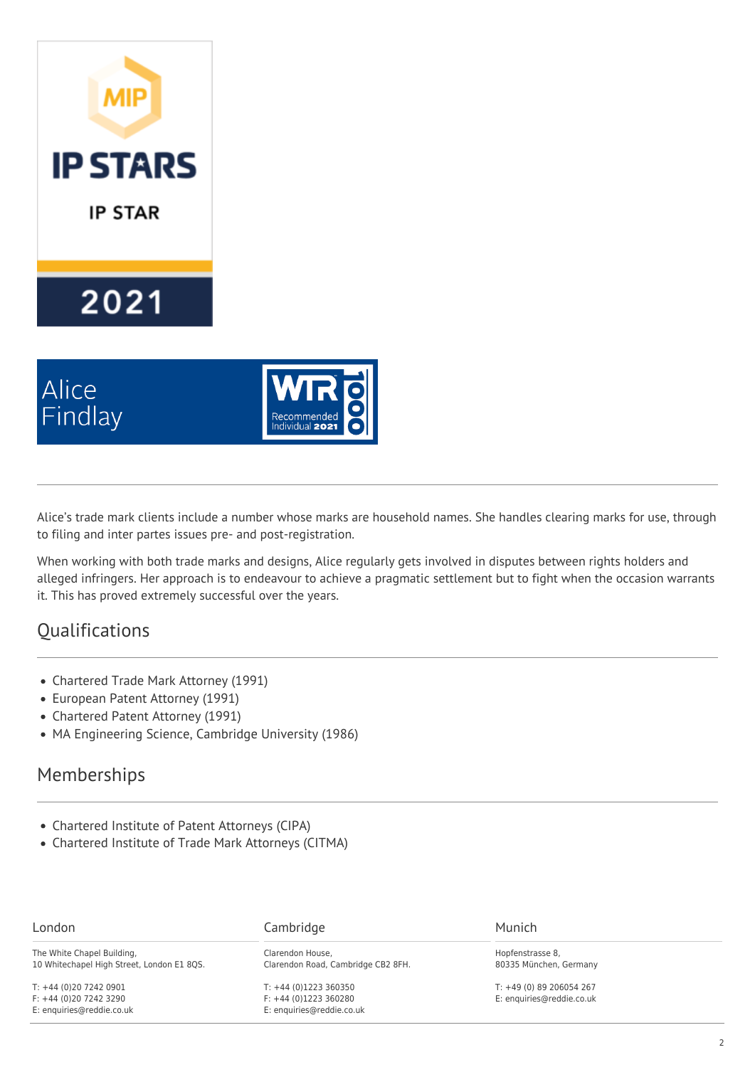IP STARS

IP STAR

2021

Alice Findlay

WTR 1000 Recommended Individual 2021

Alice's trade mark clients include a number whose marks are household names. She handles clearing marks for use, through to filing and inter partes issues pre- and post-registration.

When working with both trade marks and designs, Alice regularly gets involved in disputes between rights holders and alleged infringers. Her approach is to endeavour to achieve a pragmatic settlement but to fight when the occasion warrants it. This has proved extremely successful over the years.

## Qualifications

- Chartered Trade Mark Attorney (1991)
- European Patent Attorney (1991)
- Chartered Patent Attorney (1991)
- MA Engineering Science, Cambridge University (1986)

## Memberships

- Chartered Institute of Patent Attorneys (CIPA)
- Chartered Institute of Trade Mark Attorneys (CITMA)

### London

The White Chapel Building,
10 Whitechapel High Street, London E1 8QS.

T: +44 (0)20 7242 0901
F: +44 (0)20 7242 3290
E: enquiries@reddie.co.uk

### Cambridge

Clarendon House,
Clarendon Road, Cambridge CB2 8FH.

T: +44 (0)1223 360350
F: +44 (0)1223 360280
E: enquiries@reddie.co.uk

### Munich

Hopfenstrasse 8,
80335 München, Germany

T: +49 (0) 89 206054 267
E: enquiries@reddie.co.uk